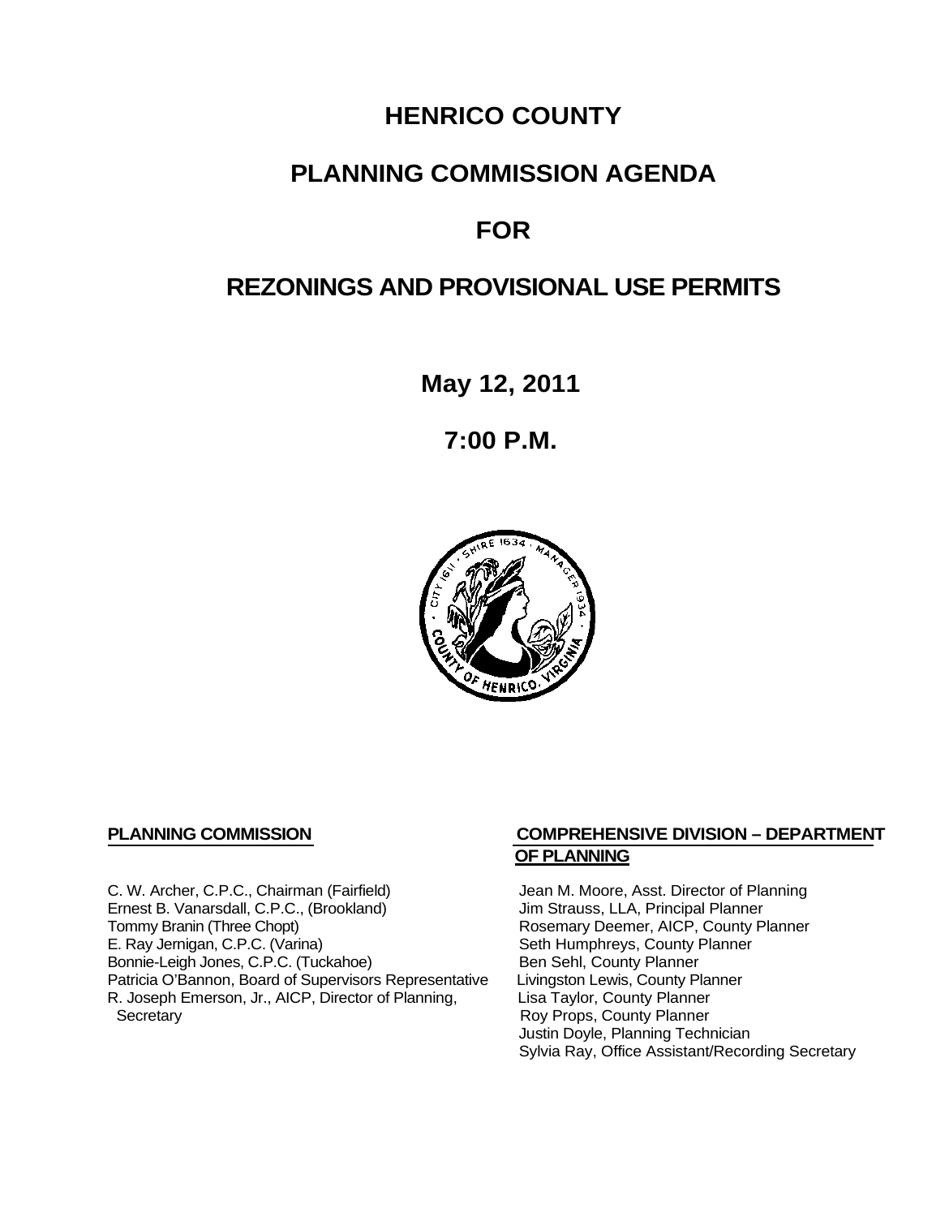# HENRICO COUNTY

# PLANNING COMMISSION AGENDA

# FOR

# REZONINGS AND PROVISIONAL USE PERMITS

**May 12, 2011**

**7:00 P.M.**

**PLANNING COMMISSION**

C. W. Archer, C.P.C., Chairman (Fairfield)
Ernest B. Vanarsdall, C.P.C., (Brookland)
Tommy Branin (Three Chopt)
E. Ray Jernigan, C.P.C. (Varina)
Bonnie-Leigh Jones, C.P.C. (Tuckahoe)
Patricia O'Bannon, Board of Supervisors Representative
R. Joseph Emerson, Jr., AICP, Director of Planning, Secretary

**COMPREHENSIVE DIVISION – DEPARTMENT OF PLANNING**

Jean M. Moore, Asst. Director of Planning
Jim Strauss, LLA, Principal Planner
Rosemary Deemer, AICP, County Planner
Seth Humphreys, County Planner
Ben Sehl, County Planner
Livingston Lewis, County Planner
Lisa Taylor, County Planner
Roy Props, County Planner
Justin Doyle, Planning Technician
Sylvia Ray, Office Assistant/Recording Secretary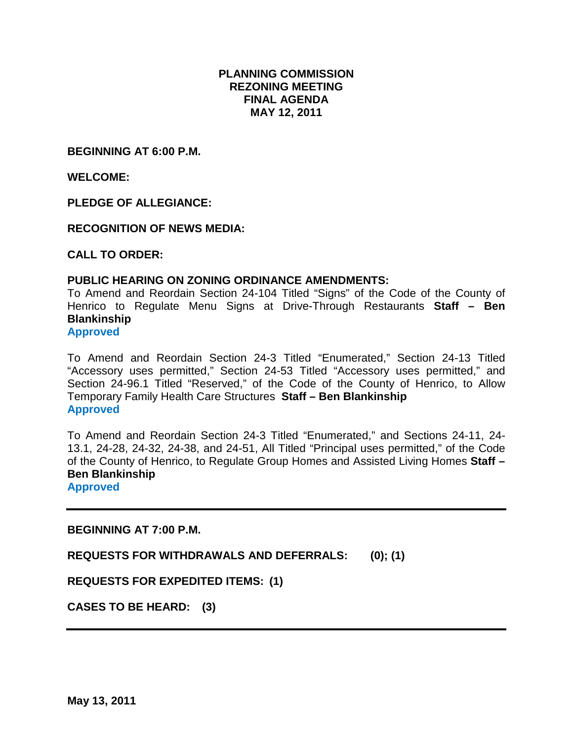# PLANNING COMMISSION
# REZONING MEETING
# FINAL AGENDA
# MAY 12, 2011

**BEGINNING AT 6:00 P.M.**

**WELCOME:**

**PLEDGE OF ALLEGIANCE:**

**RECOGNITION OF NEWS MEDIA:**

**CALL TO ORDER:**

**PUBLIC HEARING ON ZONING ORDINANCE AMENDMENTS:**

To Amend and Reordain Section 24-104 Titled "Signs" of the Code of the County of Henrico to Regulate Menu Signs at Drive-Through Restaurants **Staff – Ben Blankinship**
**Approved**

To Amend and Reordain Section 24-3 Titled "Enumerated," Section 24-13 Titled "Accessory uses permitted," Section 24-53 Titled "Accessory uses permitted," and Section 24-96.1 Titled "Reserved," of the Code of the County of Henrico, to Allow Temporary Family Health Care Structures **Staff – Ben Blankinship**
**Approved**

To Amend and Reordain Section 24-3 Titled "Enumerated," and Sections 24-11, 24-13.1, 24-28, 24-32, 24-38, and 24-51, All Titled "Principal uses permitted," of the Code of the County of Henrico, to Regulate Group Homes and Assisted Living Homes **Staff – Ben Blankinship**
**Approved**

---

**BEGINNING AT 7:00 P.M.**

**REQUESTS FOR WITHDRAWALS AND DEFERRALS: (0); (1)**

**REQUESTS FOR EXPEDITED ITEMS: (1)**

**CASES TO BE HEARD: (3)**

---

**May 13, 2011**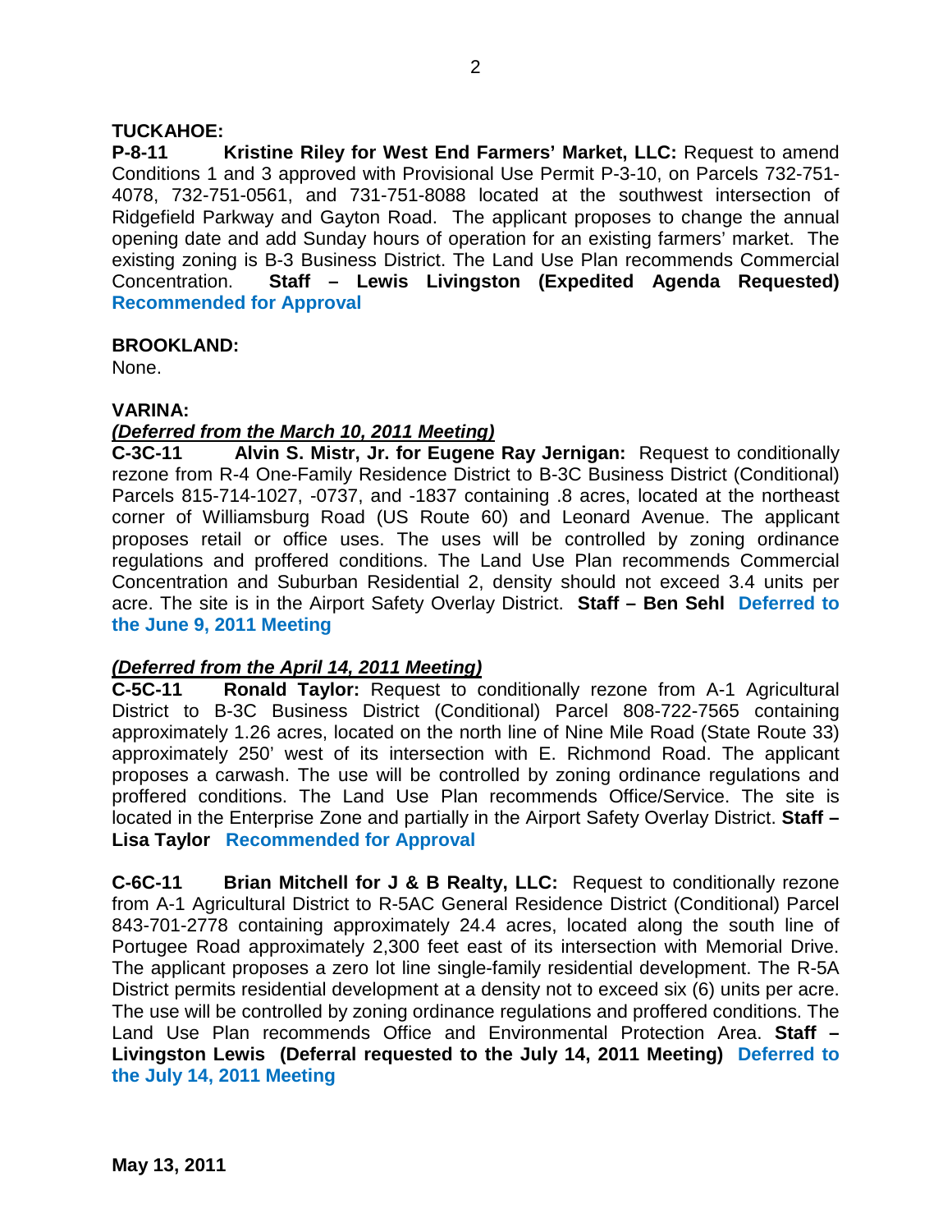**TUCKAHOE:**

**P-8-11 Kristine Riley for West End Farmers' Market, LLC:** Request to amend Conditions 1 and 3 approved with Provisional Use Permit P-3-10, on Parcels 732-751-4078, 732-751-0561, and 731-751-8088 located at the southwest intersection of Ridgefield Parkway and Gayton Road. The applicant proposes to change the annual opening date and add Sunday hours of operation for an existing farmers' market. The existing zoning is B-3 Business District. The Land Use Plan recommends Commercial Concentration. **Staff – Lewis Livingston (Expedited Agenda Requested)** **Recommended for Approval**

**BROOKLAND:**

None.

**VARINA:**

***(Deferred from the March 10, 2011 Meeting)***

**C-3C-11 Alvin S. Mistr, Jr. for Eugene Ray Jernigan:** Request to conditionally rezone from R-4 One-Family Residence District to B-3C Business District (Conditional) Parcels 815-714-1027, -0737, and -1837 containing .8 acres, located at the northeast corner of Williamsburg Road (US Route 60) and Leonard Avenue. The applicant proposes retail or office uses. The uses will be controlled by zoning ordinance regulations and proffered conditions. The Land Use Plan recommends Commercial Concentration and Suburban Residential 2, density should not exceed 3.4 units per acre. The site is in the Airport Safety Overlay District. **Staff – Ben Sehl** **Deferred to the June 9, 2011 Meeting**

***(Deferred from the April 14, 2011 Meeting)***

**C-5C-11 Ronald Taylor:** Request to conditionally rezone from A-1 Agricultural District to B-3C Business District (Conditional) Parcel 808-722-7565 containing approximately 1.26 acres, located on the north line of Nine Mile Road (State Route 33) approximately 250' west of its intersection with E. Richmond Road. The applicant proposes a carwash. The use will be controlled by zoning ordinance regulations and proffered conditions. The Land Use Plan recommends Office/Service. The site is located in the Enterprise Zone and partially in the Airport Safety Overlay District. **Staff – Lisa Taylor** **Recommended for Approval**

**C-6C-11 Brian Mitchell for J & B Realty, LLC:** Request to conditionally rezone from A-1 Agricultural District to R-5AC General Residence District (Conditional) Parcel 843-701-2778 containing approximately 24.4 acres, located along the south line of Portugee Road approximately 2,300 feet east of its intersection with Memorial Drive. The applicant proposes a zero lot line single-family residential development. The R-5A District permits residential development at a density not to exceed six (6) units per acre. The use will be controlled by zoning ordinance regulations and proffered conditions. The Land Use Plan recommends Office and Environmental Protection Area. **Staff – Livingston Lewis (Deferral requested to the July 14, 2011 Meeting)** **Deferred to the July 14, 2011 Meeting**

**May 13, 2011**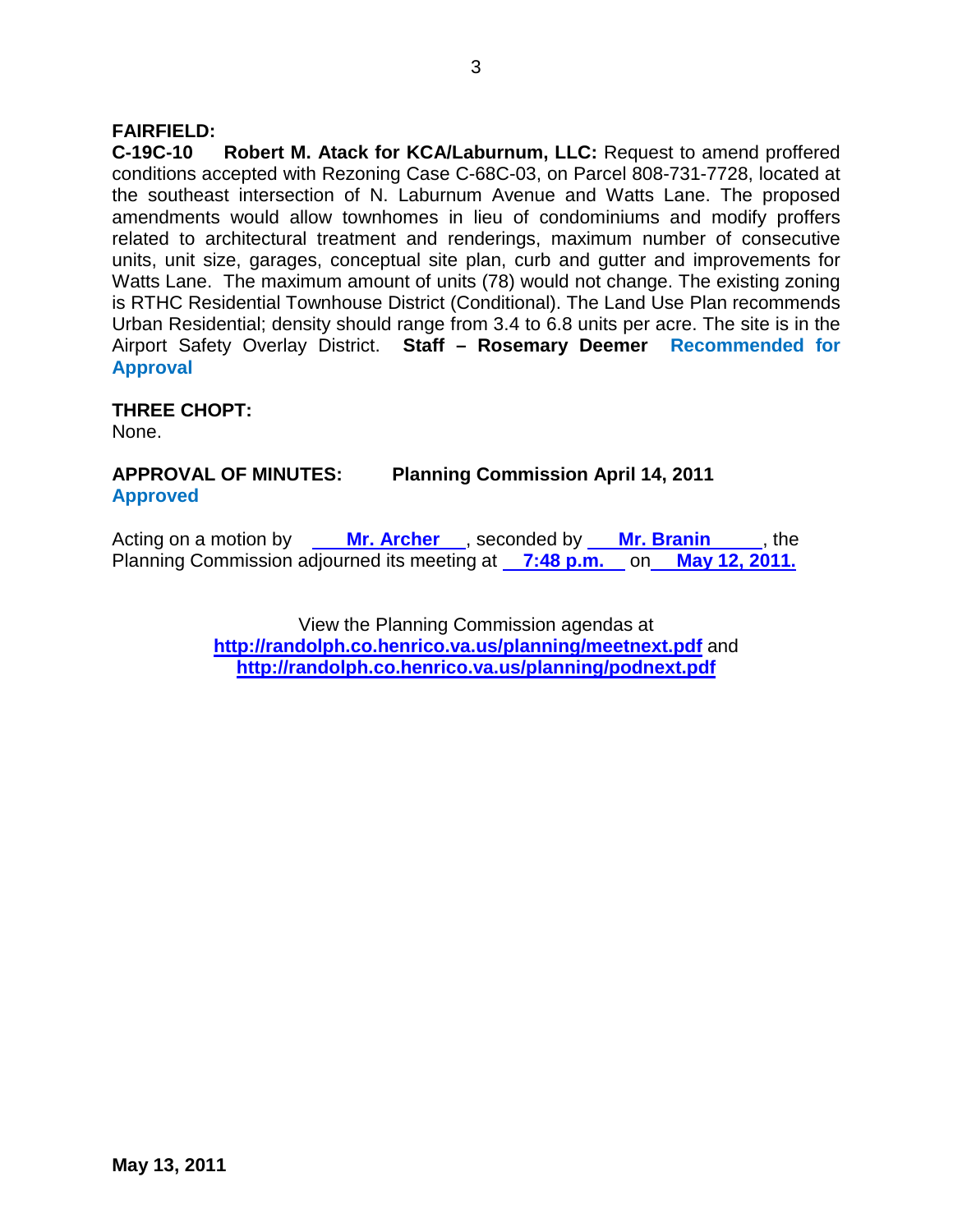**FAIRFIELD:**

**C-19C-10 Robert M. Atack for KCA/Laburnum, LLC:** Request to amend proffered conditions accepted with Rezoning Case C-68C-03, on Parcel 808-731-7728, located at the southeast intersection of N. Laburnum Avenue and Watts Lane. The proposed amendments would allow townhomes in lieu of condominiums and modify proffers related to architectural treatment and renderings, maximum number of consecutive units, unit size, garages, conceptual site plan, curb and gutter and improvements for Watts Lane. The maximum amount of units (78) would not change. The existing zoning is RTHC Residential Townhouse District (Conditional). The Land Use Plan recommends Urban Residential; density should range from 3.4 to 6.8 units per acre. The site is in the Airport Safety Overlay District. **Staff – Rosemary Deemer** **Recommended for Approval**

**THREE CHOPT:**
None.

**APPROVAL OF MINUTES: Planning Commission April 14, 2011**
**Approved**

Acting on a motion by **Mr. Archer**, seconded by **Mr. Branin**, the Planning Commission adjourned its meeting at **7:48 p.m.** on **May 12, 2011.**

View the Planning Commission agendas at
**http://randolph.co.henrico.va.us/planning/meetnext.pdf** and
**http://randolph.co.henrico.va.us/planning/podnext.pdf**

**May 13, 2011**